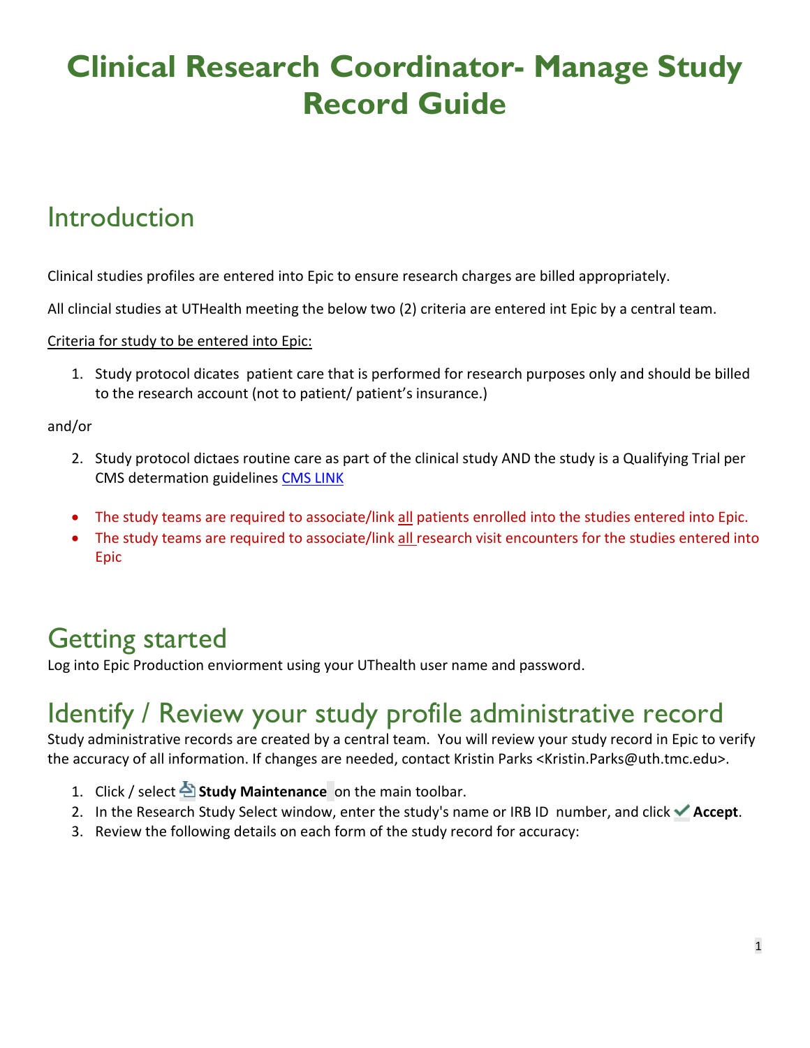# Clinical Research Coordinator- Manage Study Record Guide

## Introduction

Clinical studies profiles are entered into Epic to ensure research charges are billed appropriately.

All clincial studies at UTHealth meeting the below two (2) criteria are entered int Epic by a central team.

<u>Criteria for study to be entered into Epic:</u>

1. Study protocol dicates patient care that is performed for research purposes only and should be billed to the research account (not to patient/ patient's insurance.)

and/or

2. Study protocol dictaes routine care as part of the clinical study AND the study is a Qualifying Trial per CMS determation guidelines [CMS LINK]()

- The study teams are required to associate/link <u>all</u> patients enrolled into the studies entered into Epic.
- The study teams are required to associate/link <u>all</u> research visit encounters for the studies entered into Epic

## Getting started

Log into Epic Production enviorment using your UThealth user name and password.

## Identify / Review your study profile administrative record

Study administrative records are created by a central team. You will review your study record in Epic to verify the accuracy of all information. If changes are needed, contact Kristin Parks <Kristin.Parks@uth.tmc.edu>.

1. Click / select **Study Maintenance** on the main toolbar.
2. In the Research Study Select window, enter the study's name or IRB ID number, and click **Accept**.
3. Review the following details on each form of the study record for accuracy: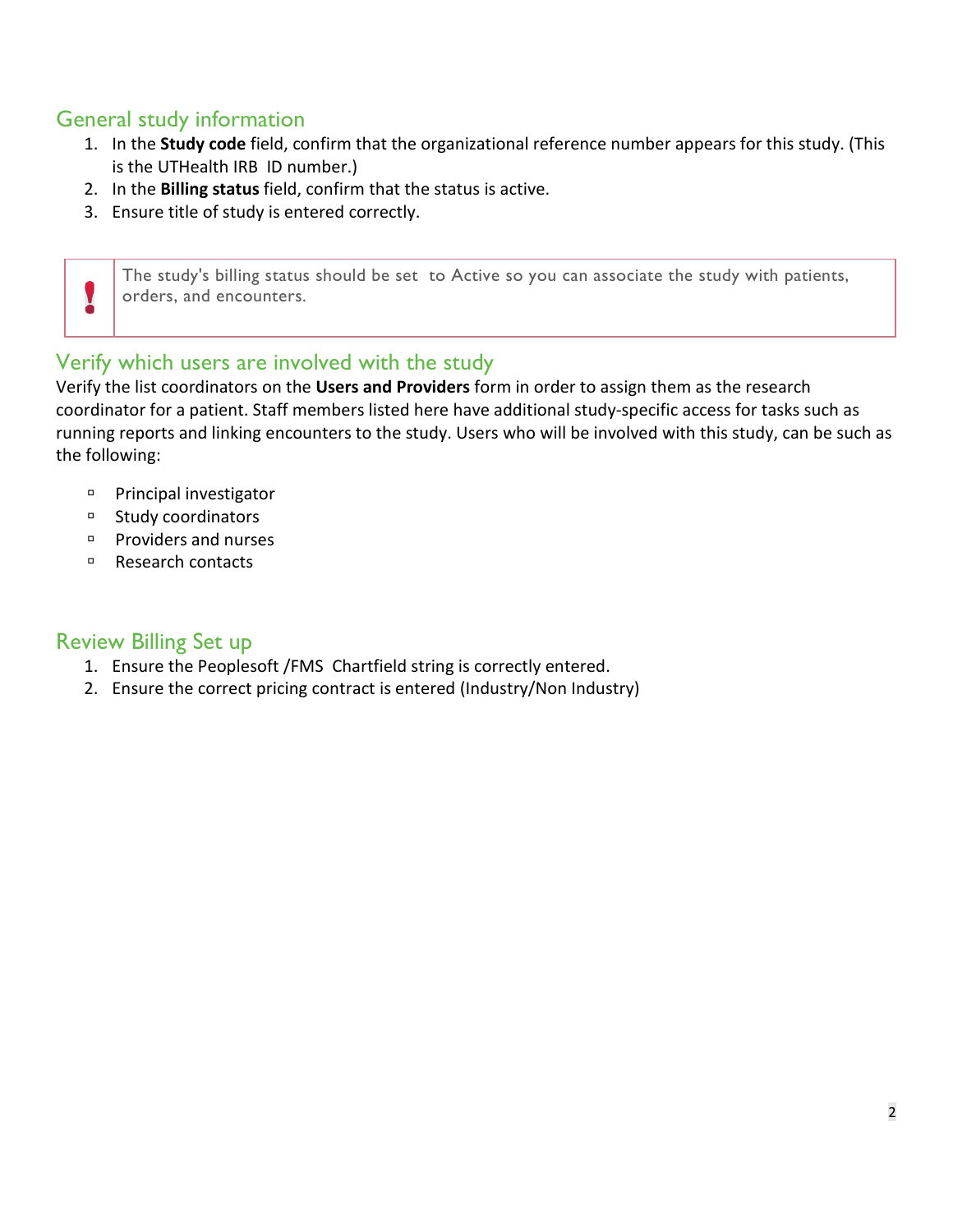## General study information

1. In the **Study code** field, confirm that the organizational reference number appears for this study. (This is the UTHealth IRB ID number.)
2. In the **Billing status** field, confirm that the status is active.
3. Ensure title of study is entered correctly.

> **!** The study's billing status should be set to Active so you can associate the study with patients, orders, and encounters.

## Verify which users are involved with the study

Verify the list coordinators on the **Users and Providers** form in order to assign them as the research coordinator for a patient. Staff members listed here have additional study-specific access for tasks such as running reports and linking encounters to the study. Users who will be involved with this study, can be such as the following:

- Principal investigator
- Study coordinators
- Providers and nurses
- Research contacts

## Review Billing Set up

1. Ensure the Peoplesoft /FMS Chartfield string is correctly entered.
2. Ensure the correct pricing contract is entered (Industry/Non Industry)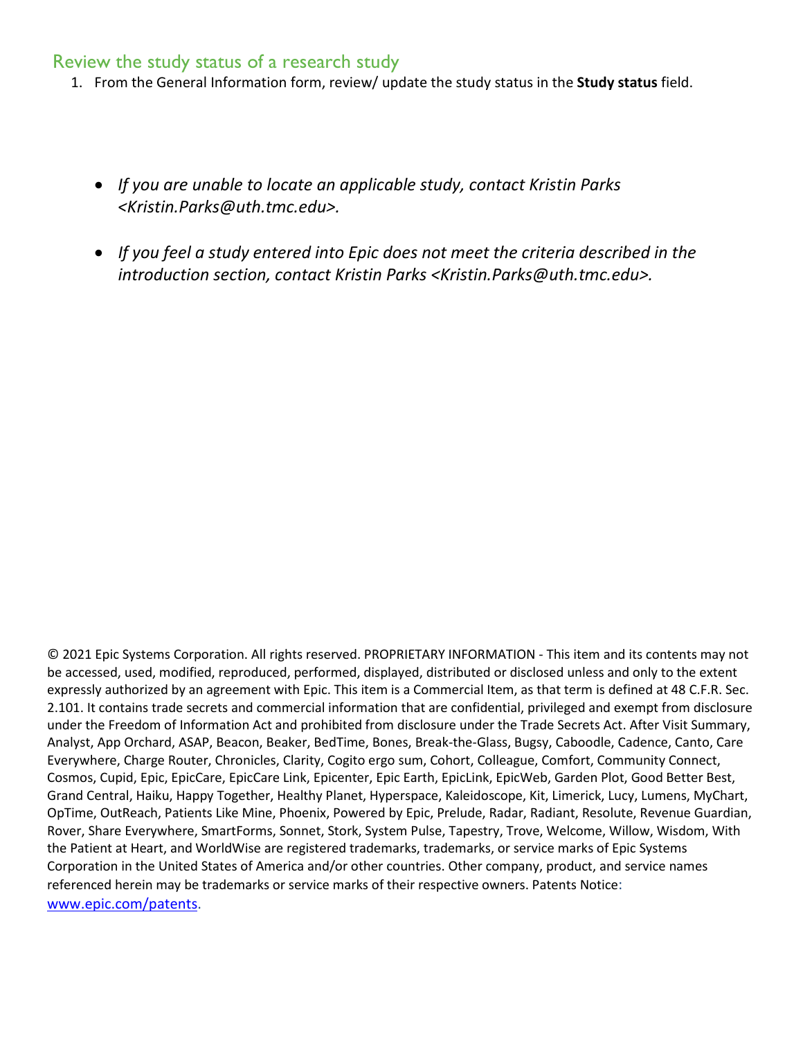## Review the study status of a research study

1. From the General Information form, review/ update the study status in the **Study status** field.

- *If you are unable to locate an applicable study, contact Kristin Parks <Kristin.Parks@uth.tmc.edu>.*

- *If you feel a study entered into Epic does not meet the criteria described in the introduction section, contact Kristin Parks <Kristin.Parks@uth.tmc.edu>.*

© 2021 Epic Systems Corporation. All rights reserved. PROPRIETARY INFORMATION - This item and its contents may not be accessed, used, modified, reproduced, performed, displayed, distributed or disclosed unless and only to the extent expressly authorized by an agreement with Epic. This item is a Commercial Item, as that term is defined at 48 C.F.R. Sec. 2.101. It contains trade secrets and commercial information that are confidential, privileged and exempt from disclosure under the Freedom of Information Act and prohibited from disclosure under the Trade Secrets Act. After Visit Summary, Analyst, App Orchard, ASAP, Beacon, Beaker, BedTime, Bones, Break-the-Glass, Bugsy, Caboodle, Cadence, Canto, Care Everywhere, Charge Router, Chronicles, Clarity, Cogito ergo sum, Cohort, Colleague, Comfort, Community Connect, Cosmos, Cupid, Epic, EpicCare, EpicCare Link, Epicenter, Epic Earth, EpicLink, EpicWeb, Garden Plot, Good Better Best, Grand Central, Haiku, Happy Together, Healthy Planet, Hyperspace, Kaleidoscope, Kit, Limerick, Lucy, Lumens, MyChart, OpTime, OutReach, Patients Like Mine, Phoenix, Powered by Epic, Prelude, Radar, Radiant, Resolute, Revenue Guardian, Rover, Share Everywhere, SmartForms, Sonnet, Stork, System Pulse, Tapestry, Trove, Welcome, Willow, Wisdom, With the Patient at Heart, and WorldWise are registered trademarks, trademarks, or service marks of Epic Systems Corporation in the United States of America and/or other countries. Other company, product, and service names referenced herein may be trademarks or service marks of their respective owners. Patents Notice: www.epic.com/patents.